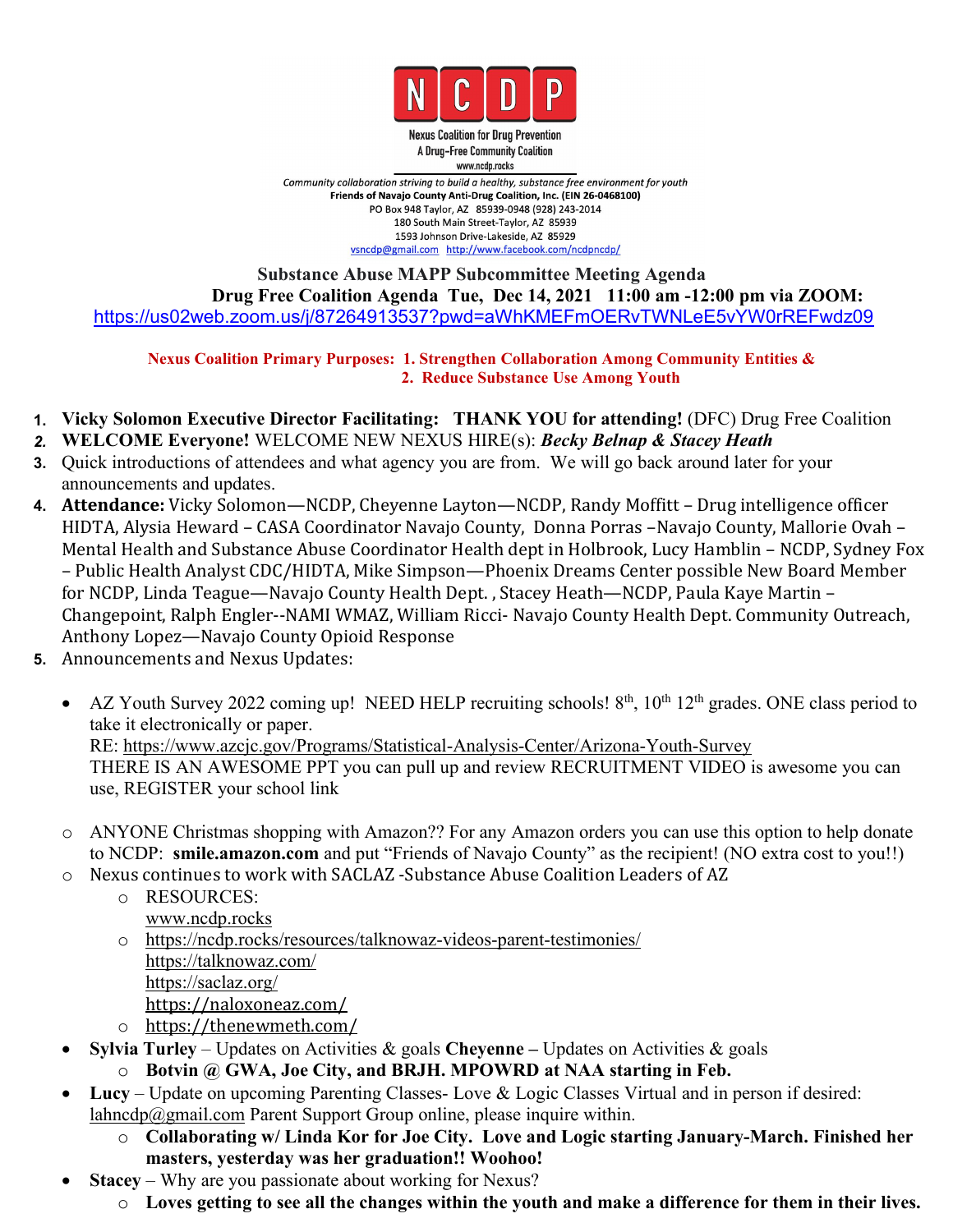**N C D P**

Nexus Coalition for Drug Prevention
A Drug-Free Community Coalition
www.ncdp.rocks

*Community collaboration striving to build a healthy, substance free environment for youth*
**Friends of Navajo County Anti-Drug Coalition, Inc. (EIN 26-0468100)**
PO Box 948 Taylor, AZ 85939-0948 (928) 243-2014
180 South Main Street-Taylor, AZ 85939
1593 Johnson Drive-Lakeside, AZ 85929
vsncdp@gmail.com http://www.facebook.com/ncdpncdp/

**Substance Abuse MAPP Subcommittee Meeting Agenda**
**Drug Free Coalition Agenda Tue, Dec 14, 2021 11:00 am -12:00 pm via ZOOM:**
https://us02web.zoom.us/j/87264913537?pwd=aWhKMEFmOERvTWNLeE5vYW0rREFwdz09

**Nexus Coalition Primary Purposes: 1. Strengthen Collaboration Among Community Entities &**
**2. Reduce Substance Use Among Youth**

1. **Vicky Solomon Executive Director Facilitating: THANK YOU for attending!** (DFC) Drug Free Coalition
2. **WELCOME Everyone!** WELCOME NEW NEXUS HIRE(s): ***Becky Belnap & Stacey Heath***
3. Quick introductions of attendees and what agency you are from. We will go back around later for your announcements and updates.
4. **Attendance:** Vicky Solomon—NCDP, Cheyenne Layton—NCDP, Randy Moffitt – Drug intelligence officer HIDTA, Alysia Heward – CASA Coordinator Navajo County, Donna Porras –Navajo County, Mallorie Ovah – Mental Health and Substance Abuse Coordinator Health dept in Holbrook, Lucy Hamblin – NCDP, Sydney Fox – Public Health Analyst CDC/HIDTA, Mike Simpson—Phoenix Dreams Center possible New Board Member for NCDP, Linda Teague—Navajo County Health Dept. , Stacey Heath—NCDP, Paula Kaye Martin – Changepoint, Ralph Engler--NAMI WMAZ, William Ricci- Navajo County Health Dept. Community Outreach, Anthony Lopez—Navajo County Opioid Response
5. Announcements and Nexus Updates:

   - AZ Youth Survey 2022 coming up! NEED HELP recruiting schools! 8th, 10th 12th grades. ONE class period to take it electronically or paper.
     RE: https://www.azcjc.gov/Programs/Statistical-Analysis-Center/Arizona-Youth-Survey
     THERE IS AN AWESOME PPT you can pull up and review RECRUITMENT VIDEO is awesome you can use, REGISTER your school link

     - ANYONE Christmas shopping with Amazon?? For any Amazon orders you can use this option to help donate to NCDP: **smile.amazon.com** and put "Friends of Navajo County" as the recipient! (NO extra cost to you!!)
     - Nexus continues to work with SACLAZ -Substance Abuse Coalition Leaders of AZ
       - RESOURCES:
         www.ncdp.rocks
       - https://ncdp.rocks/resources/talknowaz-videos-parent-testimonies/
         https://talknowaz.com/
         https://saclaz.org/
         https://naloxoneaz.com/
       - https://thenewmeth.com/
   - **Sylvia Turley** – Updates on Activities & goals **Cheyenne –** Updates on Activities & goals
     - **Botvin @ GWA, Joe City, and BRJH. MPOWRD at NAA starting in Feb.**
   - **Lucy** – Update on upcoming Parenting Classes- Love & Logic Classes Virtual and in person if desired: lahncdp@gmail.com Parent Support Group online, please inquire within.
     - **Collaborating w/ Linda Kor for Joe City. Love and Logic starting January-March. Finished her masters, yesterday was her graduation!! Woohoo!**
   - **Stacey** – Why are you passionate about working for Nexus?
     - **Loves getting to see all the changes within the youth and make a difference for them in their lives.**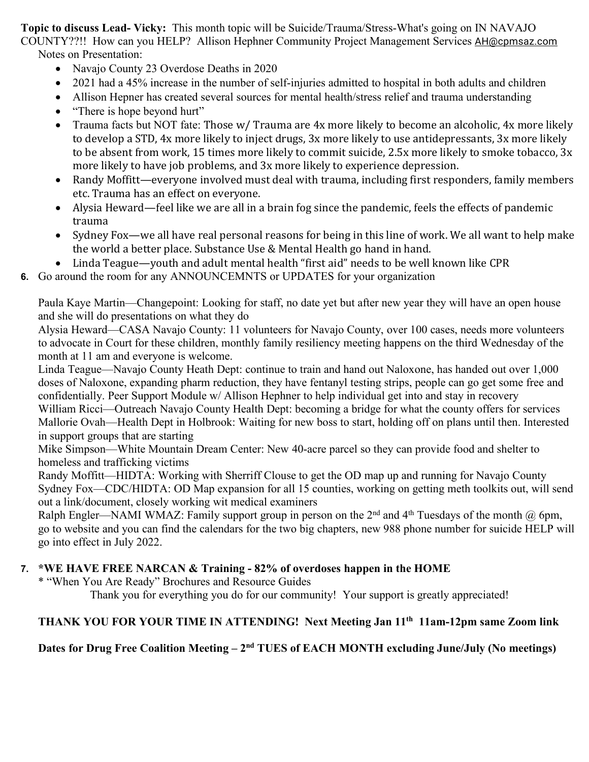**Topic to discuss Lead- Vicky:** This month topic will be Suicide/Trauma/Stress-What's going on IN NAVAJO COUNTY??!! How can you HELP? Allison Hephner Community Project Management Services AH@cpmsaz.com

Notes on Presentation:

- Navajo County 23 Overdose Deaths in 2020
- 2021 had a 45% increase in the number of self-injuries admitted to hospital in both adults and children
- Allison Hepner has created several sources for mental health/stress relief and trauma understanding
- "There is hope beyond hurt"
- Trauma facts but NOT fate: Those w/ Trauma are 4x more likely to become an alcoholic, 4x more likely to develop a STD, 4x more likely to inject drugs, 3x more likely to use antidepressants, 3x more likely to be absent from work, 15 times more likely to commit suicide, 2.5x more likely to smoke tobacco, 3x more likely to have job problems, and 3x more likely to experience depression.
- Randy Moffitt—everyone involved must deal with trauma, including first responders, family members etc. Trauma has an effect on everyone.
- Alysia Heward—feel like we are all in a brain fog since the pandemic, feels the effects of pandemic trauma
- Sydney Fox—we all have real personal reasons for being in this line of work. We all want to help make the world a better place. Substance Use & Mental Health go hand in hand.
- Linda Teague—youth and adult mental health "first aid" needs to be well known like CPR

**6.** Go around the room for any ANNOUNCEMNTS or UPDATES for your organization

Paula Kaye Martin—Changepoint: Looking for staff, no date yet but after new year they will have an open house and she will do presentations on what they do

Alysia Heward—CASA Navajo County: 11 volunteers for Navajo County, over 100 cases, needs more volunteers to advocate in Court for these children, monthly family resiliency meeting happens on the third Wednesday of the month at 11 am and everyone is welcome.

Linda Teague—Navajo County Heath Dept: continue to train and hand out Naloxone, has handed out over 1,000 doses of Naloxone, expanding pharm reduction, they have fentanyl testing strips, people can go get some free and confidentially. Peer Support Module w/ Allison Hephner to help individual get into and stay in recovery

William Ricci—Outreach Navajo County Health Dept: becoming a bridge for what the county offers for services

Mallorie Ovah—Health Dept in Holbrook: Waiting for new boss to start, holding off on plans until then. Interested in support groups that are starting

Mike Simpson—White Mountain Dream Center: New 40-acre parcel so they can provide food and shelter to homeless and trafficking victims

Randy Moffitt—HIDTA: Working with Sherriff Clouse to get the OD map up and running for Navajo County

Sydney Fox—CDC/HIDTA: OD Map expansion for all 15 counties, working on getting meth toolkits out, will send out a link/document, closely working wit medical examiners

Ralph Engler—NAMI WMAZ: Family support group in person on the 2nd and 4th Tuesdays of the month @ 6pm, go to website and you can find the calendars for the two big chapters, new 988 phone number for suicide HELP will go into effect in July 2022.

**7. *WE HAVE FREE NARCAN & Training - 82% of overdoses happen in the HOME**

* "When You Are Ready" Brochures and Resource Guides

Thank you for everything you do for our community! Your support is greatly appreciated!

**THANK YOU FOR YOUR TIME IN ATTENDING! Next Meeting Jan 11th 11am-12pm same Zoom link**

**Dates for Drug Free Coalition Meeting – 2nd TUES of EACH MONTH excluding June/July (No meetings)**